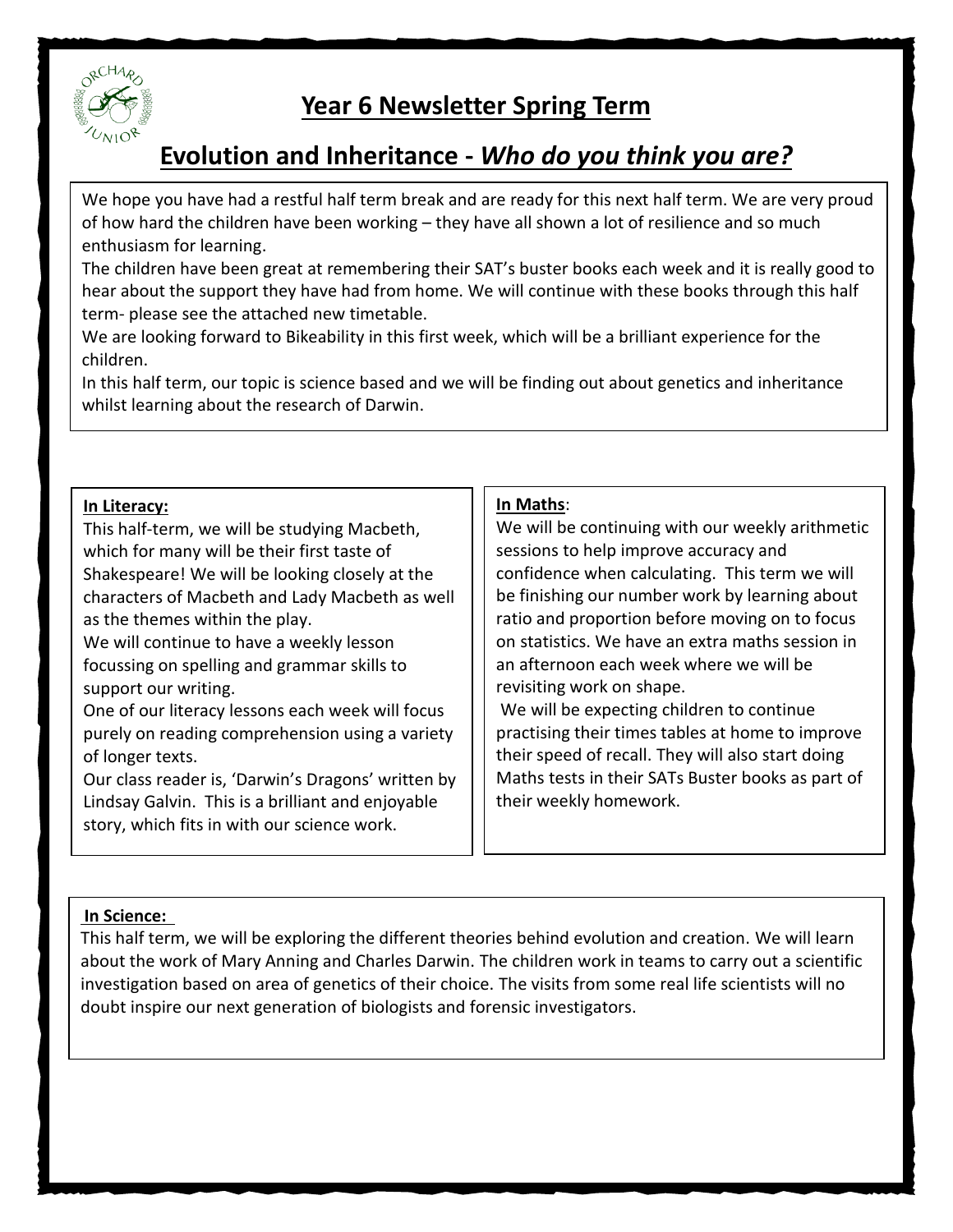# Year 6 Newsletter Spring Term

## Evolution and Inheritance - *Who do you think you are?*

We hope you have had a restful half term break and are ready for this next half term. We are very proud of how hard the children have been working – they have all shown a lot of resilience and so much enthusiasm for learning.

The children have been great at remembering their SAT's buster books each week and it is really good to hear about the support they have had from home. We will continue with these books through this half term- please see the attached new timetable.

We are looking forward to Bikeability in this first week, which will be a brilliant experience for the children.

In this half term, our topic is science based and we will be finding out about genetics and inheritance whilst learning about the research of Darwin.

**In Literacy:**

This half-term, we will be studying Macbeth, which for many will be their first taste of Shakespeare! We will be looking closely at the characters of Macbeth and Lady Macbeth as well as the themes within the play.

We will continue to have a weekly lesson focussing on spelling and grammar skills to support our writing.

One of our literacy lessons each week will focus purely on reading comprehension using a variety of longer texts.

Our class reader is, 'Darwin's Dragons' written by Lindsay Galvin. This is a brilliant and enjoyable story, which fits in with our science work.

**In Maths**:

We will be continuing with our weekly arithmetic sessions to help improve accuracy and confidence when calculating. This term we will be finishing our number work by learning about ratio and proportion before moving on to focus on statistics. We have an extra maths session in an afternoon each week where we will be revisiting work on shape.

We will be expecting children to continue practising their times tables at home to improve their speed of recall. They will also start doing Maths tests in their SATs Buster books as part of their weekly homework.

**In Science:**

This half term, we will be exploring the different theories behind evolution and creation. We will learn about the work of Mary Anning and Charles Darwin. The children work in teams to carry out a scientific investigation based on area of genetics of their choice. The visits from some real life scientists will no doubt inspire our next generation of biologists and forensic investigators.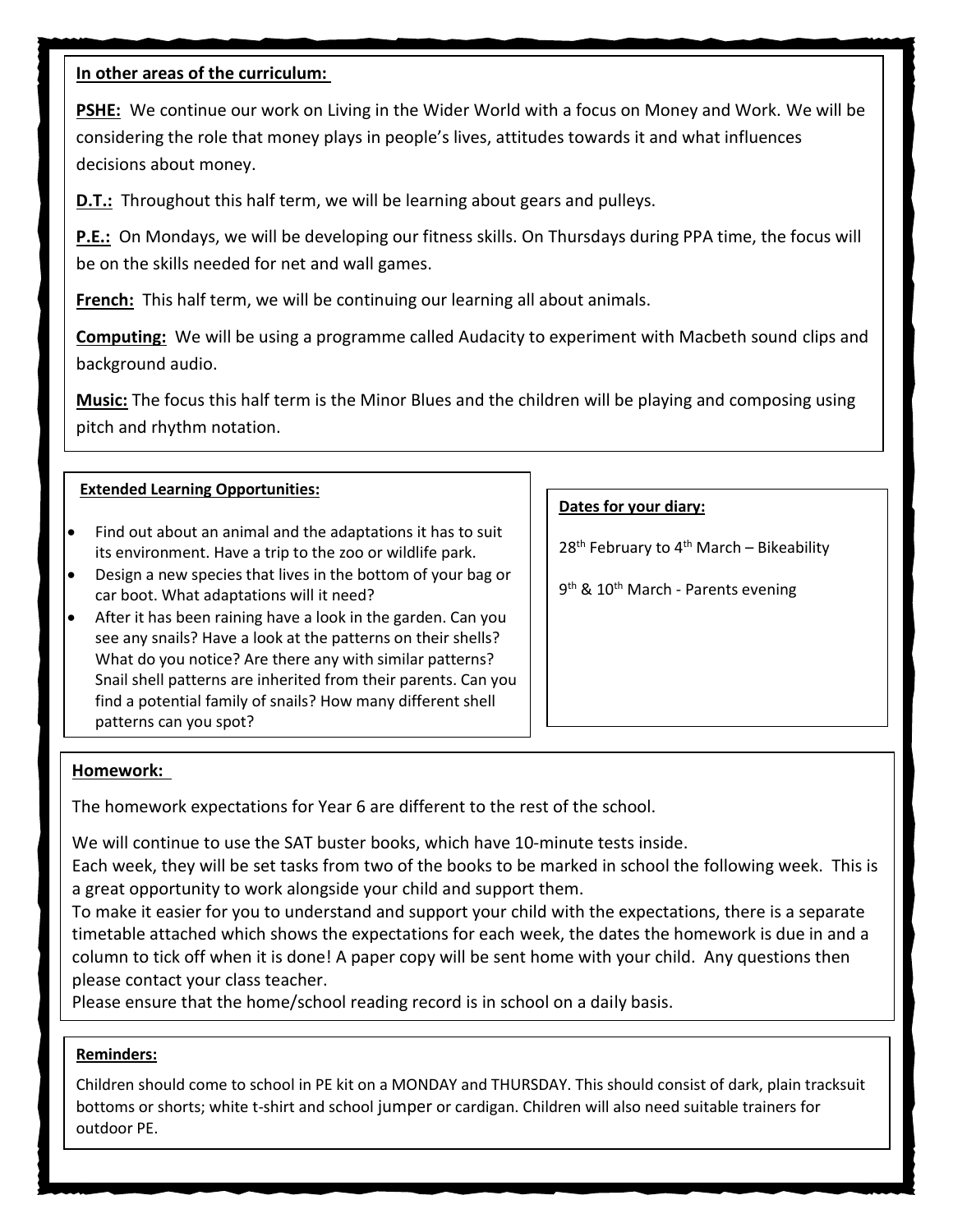**In other areas of the curriculum:**

**PSHE:** We continue our work on Living in the Wider World with a focus on Money and Work. We will be considering the role that money plays in people's lives, attitudes towards it and what influences decisions about money.

**D.T.:** Throughout this half term, we will be learning about gears and pulleys.

**P.E.:** On Mondays, we will be developing our fitness skills. On Thursdays during PPA time, the focus will be on the skills needed for net and wall games.

**French:** This half term, we will be continuing our learning all about animals.

**Computing:** We will be using a programme called Audacity to experiment with Macbeth sound clips and background audio.

**Music:** The focus this half term is the Minor Blues and the children will be playing and composing using pitch and rhythm notation.

**Extended Learning Opportunities:**

- Find out about an animal and the adaptations it has to suit its environment. Have a trip to the zoo or wildlife park.
- Design a new species that lives in the bottom of your bag or car boot. What adaptations will it need?
- After it has been raining have a look in the garden. Can you see any snails? Have a look at the patterns on their shells? What do you notice? Are there any with similar patterns? Snail shell patterns are inherited from their parents. Can you find a potential family of snails? How many different shell patterns can you spot?

**Dates for your diary:**

28th February to 4th March – Bikeability

9th & 10th March - Parents evening

**Homework:**

The homework expectations for Year 6 are different to the rest of the school.

We will continue to use the SAT buster books, which have 10-minute tests inside.
Each week, they will be set tasks from two of the books to be marked in school the following week. This is a great opportunity to work alongside your child and support them.
To make it easier for you to understand and support your child with the expectations, there is a separate timetable attached which shows the expectations for each week, the dates the homework is due in and a column to tick off when it is done! A paper copy will be sent home with your child. Any questions then please contact your class teacher.
Please ensure that the home/school reading record is in school on a daily basis.

**Reminders:**

Children should come to school in PE kit on a MONDAY and THURSDAY. This should consist of dark, plain tracksuit bottoms or shorts; white t-shirt and school jumper or cardigan. Children will also need suitable trainers for outdoor PE.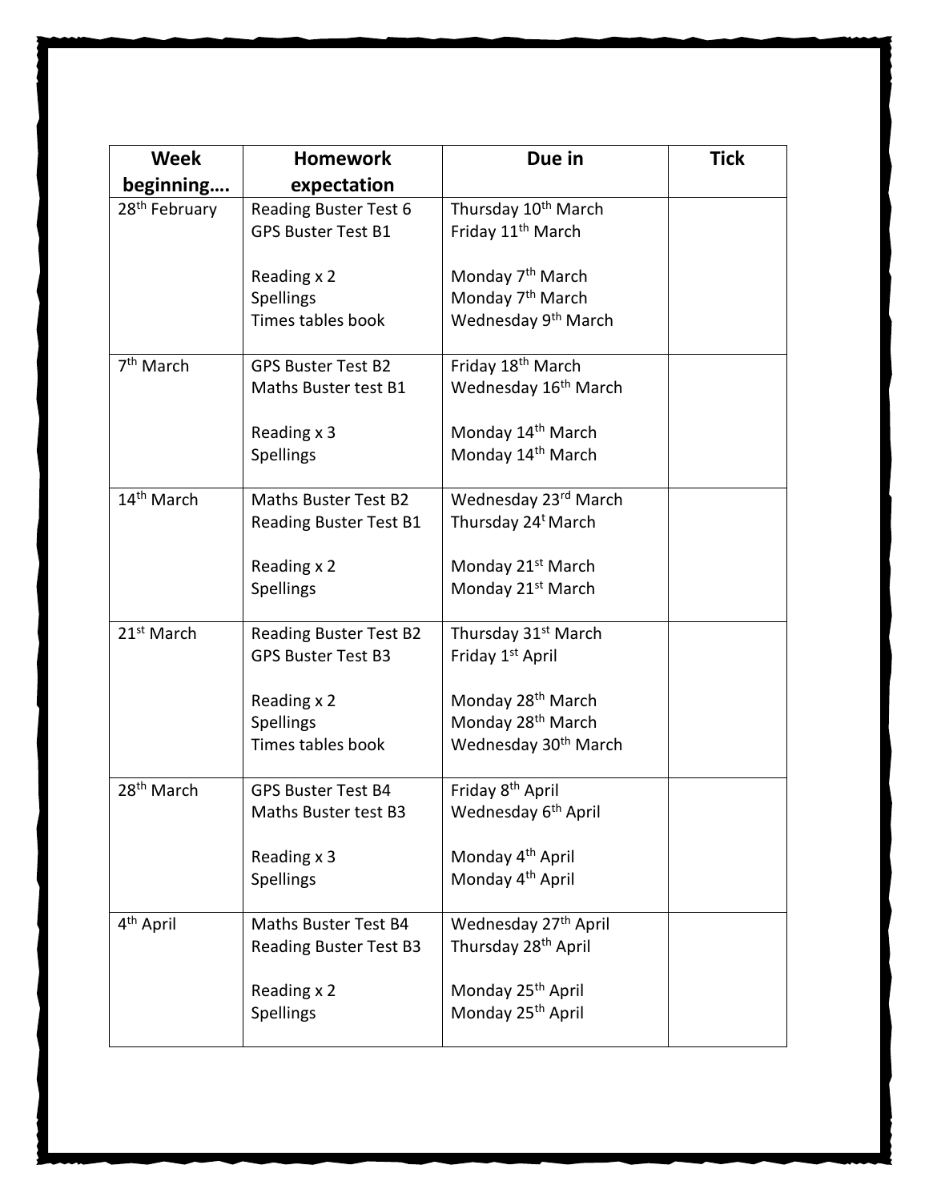| Week beginning…. | Homework expectation | Due in | Tick |
|---|---|---|---|
| 28th February | Reading Buster Test 6<br>GPS Buster Test B1<br><br>Reading x 2<br>Spellings<br>Times tables book | Thursday 10th March<br>Friday 11th March<br><br>Monday 7th March<br>Monday 7th March<br>Wednesday 9th March | |
| 7th March | GPS Buster Test B2<br>Maths Buster test B1<br><br>Reading x 3<br>Spellings | Friday 18th March<br>Wednesday 16th March<br><br>Monday 14th March<br>Monday 14th March | |
| 14th March | Maths Buster Test B2<br>Reading Buster Test B1<br><br>Reading x 2<br>Spellings | Wednesday 23rd March<br>Thursday 24t March<br><br>Monday 21st March<br>Monday 21st March | |
| 21st March | Reading Buster Test B2<br>GPS Buster Test B3<br><br>Reading x 2<br>Spellings<br>Times tables book | Thursday 31st March<br>Friday 1st April<br><br>Monday 28th March<br>Monday 28th March<br>Wednesday 30th March | |
| 28th March | GPS Buster Test B4<br>Maths Buster test B3<br><br>Reading x 3<br>Spellings | Friday 8th April<br>Wednesday 6th April<br><br>Monday 4th April<br>Monday 4th April | |
| 4th April | Maths Buster Test B4<br>Reading Buster Test B3<br><br>Reading x 2<br>Spellings | Wednesday 27th April<br>Thursday 28th April<br><br>Monday 25th April<br>Monday 25th April | |